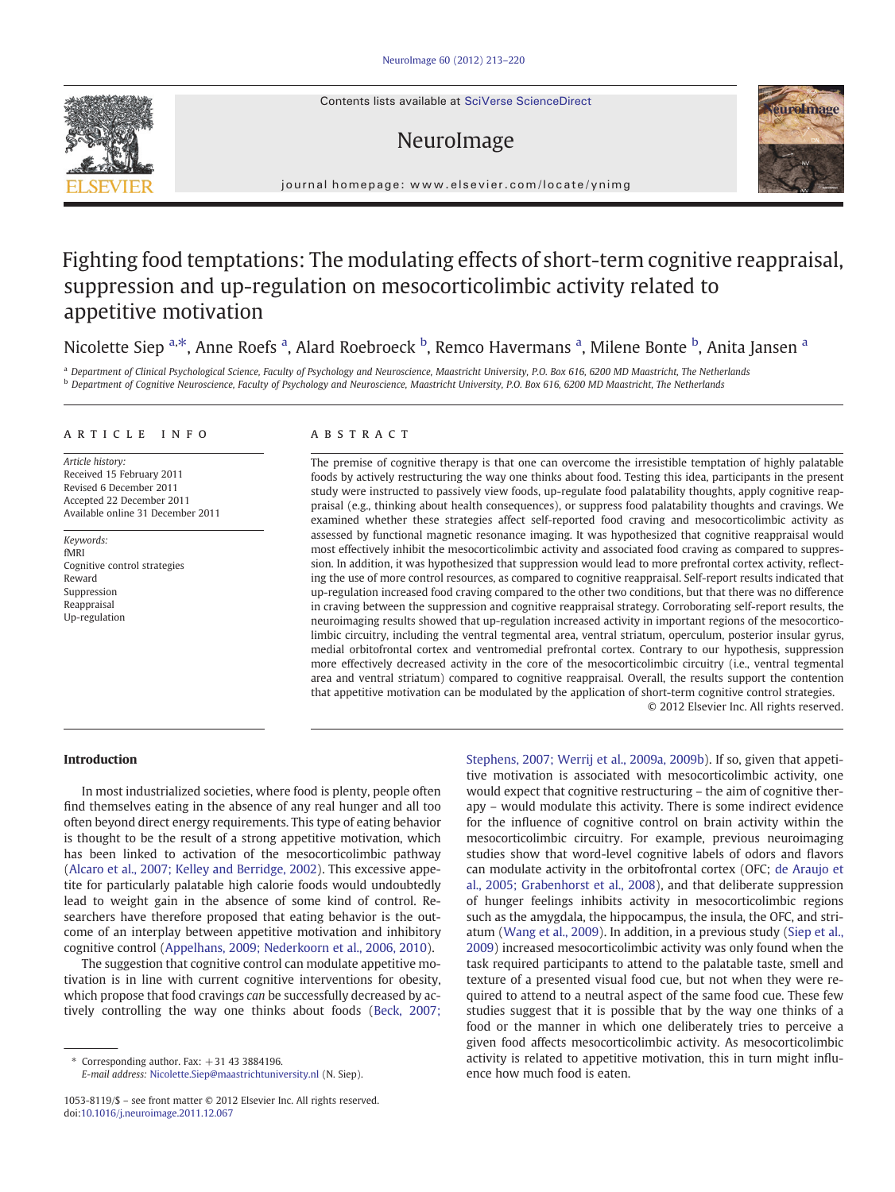# Fighting food temptations: The modulating effects of short-term cognitive reappraisal, suppression and up-regulation on mesocorticolimbic activity related to appetitive motivation

Nicolette Siep [a,*], Anne Roefs [a], Alard Roebroeck [b], Remco Havermans [a], Milene Bonte [b], Anita Jansen [a]

[a] Department of Clinical Psychological Science, Faculty of Psychology and Neuroscience, Maastricht University, P.O. Box 616, 6200 MD Maastricht, The Netherlands

[b] Department of Cognitive Neuroscience, Faculty of Psychology and Neuroscience, Maastricht University, P.O. Box 616, 6200 MD Maastricht, The Netherlands

## ARTICLE INFO

*Article history:*
Received 15 February 2011
Revised 6 December 2011
Accepted 22 December 2011
Available online 31 December 2011

*Keywords:*
fMRI
Cognitive control strategies
Reward
Suppression
Reappraisal
Up-regulation

## ABSTRACT

The premise of cognitive therapy is that one can overcome the irresistible temptation of highly palatable foods by actively restructuring the way one thinks about food. Testing this idea, participants in the present study were instructed to passively view foods, up-regulate food palatability thoughts, apply cognitive reappraisal (e.g., thinking about health consequences), or suppress food palatability thoughts and cravings. We examined whether these strategies affect self-reported food craving and mesocorticolimbic activity as assessed by functional magnetic resonance imaging. It was hypothesized that cognitive reappraisal would most effectively inhibit the mesocorticolimbic activity and associated food craving as compared to suppression. In addition, it was hypothesized that suppression would lead to more prefrontal cortex activity, reflecting the use of more control resources, as compared to cognitive reappraisal. Self-report results indicated that up-regulation increased food craving compared to the other two conditions, but that there was no difference in craving between the suppression and cognitive reappraisal strategy. Corroborating self-report results, the neuroimaging results showed that up-regulation increased activity in important regions of the mesocorticolimbic circuitry, including the ventral tegmental area, ventral striatum, operculum, posterior insular gyrus, medial orbitofrontal cortex and ventromedial prefrontal cortex. Contrary to our hypothesis, suppression more effectively decreased activity in the core of the mesocorticolimbic circuitry (i.e., ventral tegmental area and ventral striatum) compared to cognitive reappraisal. Overall, the results support the contention that appetitive motivation can be modulated by the application of short-term cognitive control strategies.

© 2012 Elsevier Inc. All rights reserved.

## Introduction

In most industrialized societies, where food is plenty, people often find themselves eating in the absence of any real hunger and all too often beyond direct energy requirements. This type of eating behavior is thought to be the result of a strong appetitive motivation, which has been linked to activation of the mesocorticolimbic pathway (Alcaro et al., 2007; Kelley and Berridge, 2002). This excessive appetite for particularly palatable high calorie foods would undoubtedly lead to weight gain in the absence of some kind of control. Researchers have therefore proposed that eating behavior is the outcome of an interplay between appetitive motivation and inhibitory cognitive control (Appelhans, 2009; Nederkoorn et al., 2006, 2010).

The suggestion that cognitive control can modulate appetitive motivation is in line with current cognitive interventions for obesity, which propose that food cravings *can* be successfully decreased by actively controlling the way one thinks about foods (Beck, 2007; Stephens, 2007; Werrij et al., 2009a, 2009b). If so, given that appetitive motivation is associated with mesocorticolimbic activity, one would expect that cognitive restructuring – the aim of cognitive therapy – would modulate this activity. There is some indirect evidence for the influence of cognitive control on brain activity within the mesocorticolimbic circuitry. For example, previous neuroimaging studies show that word-level cognitive labels of odors and flavors can modulate activity in the orbitofrontal cortex (OFC; de Araujo et al., 2005; Grabenhorst et al., 2008), and that deliberate suppression of hunger feelings inhibits activity in mesocorticolimbic regions such as the amygdala, the hippocampus, the insula, the OFC, and striatum (Wang et al., 2009). In addition, in a previous study (Siep et al., 2009) increased mesocorticolimbic activity was only found when the task required participants to attend to the palatable taste, smell and texture of a presented visual food cue, but not when they were required to attend to a neutral aspect of the same food cue. These few studies suggest that it is possible that by the way one thinks of a food or the manner in which one deliberately tries to perceive a given food affects mesocorticolimbic activity. As mesocorticolimbic activity is related to appetitive motivation, this in turn might influence how much food is eaten.

\* Corresponding author. Fax: +31 43 3884196.
*E-mail address:* Nicolette.Siep@maastrichtuniversity.nl (N. Siep).

1053-8119/$ – see front matter © 2012 Elsevier Inc. All rights reserved.
doi:10.1016/j.neuroimage.2011.12.067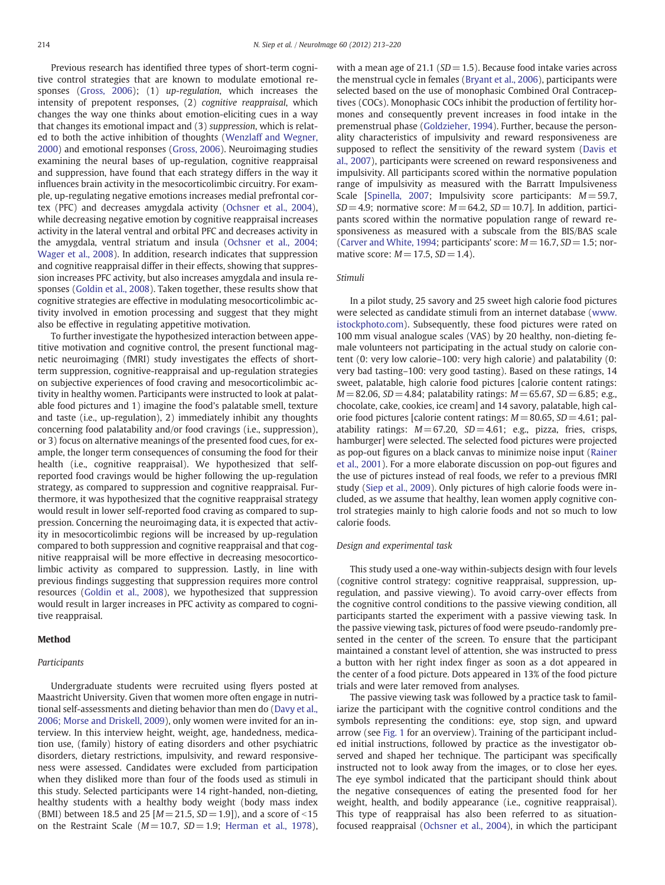Previous research has identified three types of short-term cognitive control strategies that are known to modulate emotional responses (Gross, 2006); (1) *up-regulation*, which increases the intensity of prepotent responses, (2) *cognitive reappraisal*, which changes the way one thinks about emotion-eliciting cues in a way that changes its emotional impact and (3) *suppression*, which is related to both the active inhibition of thoughts (Wenzlaff and Wegner, 2000) and emotional responses (Gross, 2006). Neuroimaging studies examining the neural bases of up-regulation, cognitive reappraisal and suppression, have found that each strategy differs in the way it influences brain activity in the mesocorticolimbic circuitry. For example, up-regulating negative emotions increases medial prefrontal cortex (PFC) and decreases amygdala activity (Ochsner et al., 2004), while decreasing negative emotion by cognitive reappraisal increases activity in the lateral ventral and orbital PFC and decreases activity in the amygdala, ventral striatum and insula (Ochsner et al., 2004; Wager et al., 2008). In addition, research indicates that suppression and cognitive reappraisal differ in their effects, showing that suppression increases PFC activity, but also increases amygdala and insula responses (Goldin et al., 2008). Taken together, these results show that cognitive strategies are effective in modulating mesocorticolimbic activity involved in emotion processing and suggest that they might also be effective in regulating appetitive motivation.

To further investigate the hypothesized interaction between appetitive motivation and cognitive control, the present functional magnetic neuroimaging (fMRI) study investigates the effects of short-term suppression, cognitive-reappraisal and up-regulation strategies on subjective experiences of food craving and mesocorticolimbic activity in healthy women. Participants were instructed to look at palatable food pictures and 1) imagine the food's palatable smell, texture and taste (i.e., up-regulation), 2) immediately inhibit any thoughts concerning food palatability and/or food cravings (i.e., suppression), or 3) focus on alternative meanings of the presented food cues, for example, the longer term consequences of consuming the food for their health (i.e., cognitive reappraisal). We hypothesized that self-reported food cravings would be higher following the up-regulation strategy, as compared to suppression and cognitive reappraisal. Furthermore, it was hypothesized that the cognitive reappraisal strategy would result in lower self-reported food craving as compared to suppression. Concerning the neuroimaging data, it is expected that activity in mesocorticolimbic regions will be increased by up-regulation compared to both suppression and cognitive reappraisal and that cognitive reappraisal will be more effective in decreasing mesocorticolimbic activity as compared to suppression. Lastly, in line with previous findings suggesting that suppression requires more control resources (Goldin et al., 2008), we hypothesized that suppression would result in larger increases in PFC activity as compared to cognitive reappraisal.

## Method

### Participants

Undergraduate students were recruited using flyers posted at Maastricht University. Given that women more often engage in nutritional self-assessments and dieting behavior than men do (Davy et al., 2006; Morse and Driskell, 2009), only women were invited for an interview. In this interview height, weight, age, handedness, medication use, (family) history of eating disorders and other psychiatric disorders, dietary restrictions, impulsivity, and reward responsiveness were assessed. Candidates were excluded from participation when they disliked more than four of the foods used as stimuli in this study. Selected participants were 14 right-handed, non-dieting, healthy students with a healthy body weight (body mass index (BMI) between 18.5 and 25 [$M = 21.5$, $SD = 1.9$]), and a score of <15 on the Restraint Scale ($M = 10.7$, $SD = 1.9$; Herman et al., 1978), with a mean age of 21.1 ($SD = 1.5$). Because food intake varies across the menstrual cycle in females (Bryant et al., 2006), participants were selected based on the use of monophasic Combined Oral Contraceptives (COCs). Monophasic COCs inhibit the production of fertility hormones and consequently prevent increases in food intake in the premenstrual phase (Goldzieher, 1994). Further, because the personality characteristics of impulsivity and reward responsiveness are supposed to reflect the sensitivity of the reward system (Davis et al., 2007), participants were screened on reward responsiveness and impulsivity. All participants scored within the normative population range of impulsivity as measured with the Barratt Impulsiveness Scale [Spinella, 2007; Impulsivity score participants: $M = 59.7$, $SD = 4.9$; normative score: $M = 64.2$, $SD = 10.7$]. In addition, participants scored within the normative population range of reward responsiveness as measured with a subscale from the BIS/BAS scale (Carver and White, 1994; participants' score: $M = 16.7$, $SD = 1.5$; normative score: $M = 17.5$, $SD = 1.4$).

### Stimuli

In a pilot study, 25 savory and 25 sweet high calorie food pictures were selected as candidate stimuli from an internet database (www.istockphoto.com). Subsequently, these food pictures were rated on 100 mm visual analogue scales (VAS) by 20 healthy, non-dieting female volunteers not participating in the actual study on calorie content (0: very low calorie–100: very high calorie) and palatability (0: very bad tasting–100: very good tasting). Based on these ratings, 14 sweet, palatable, high calorie food pictures [calorie content ratings: $M = 82.06$, $SD = 4.84$; palatability ratings: $M = 65.67$, $SD = 6.85$; e.g., chocolate, cake, cookies, ice cream] and 14 savory, palatable, high calorie food pictures [calorie content ratings: $M = 80.65$, $SD = 4.61$; palatability ratings: $M = 67.20$, $SD = 4.61$; e.g., pizza, fries, crisps, hamburger] were selected. The selected food pictures were projected as pop-out figures on a black canvas to minimize noise input (Rainer et al., 2001). For a more elaborate discussion on pop-out figures and the use of pictures instead of real foods, we refer to a previous fMRI study (Siep et al., 2009). Only pictures of high calorie foods were included, as we assume that healthy, lean women apply cognitive control strategies mainly to high calorie foods and not so much to low calorie foods.

### Design and experimental task

This study used a one-way within-subjects design with four levels (cognitive control strategy: cognitive reappraisal, suppression, up-regulation, and passive viewing). To avoid carry-over effects from the cognitive control conditions to the passive viewing condition, all participants started the experiment with a passive viewing task. In the passive viewing task, pictures of food were pseudo-randomly presented in the center of the screen. To ensure that the participant maintained a constant level of attention, she was instructed to press a button with her right index finger as soon as a dot appeared in the center of a food picture. Dots appeared in 13% of the food picture trials and were later removed from analyses.

The passive viewing task was followed by a practice task to familiarize the participant with the cognitive control conditions and the symbols representing the conditions: eye, stop sign, and upward arrow (see Fig. 1 for an overview). Training of the participant included initial instructions, followed by practice as the investigator observed and shaped her technique. The participant was specifically instructed not to look away from the images, or to close her eyes. The eye symbol indicated that the participant should think about the negative consequences of eating the presented food for her weight, health, and bodily appearance (i.e., cognitive reappraisal). This type of reappraisal has also been referred to as situation-focused reappraisal (Ochsner et al., 2004), in which the participant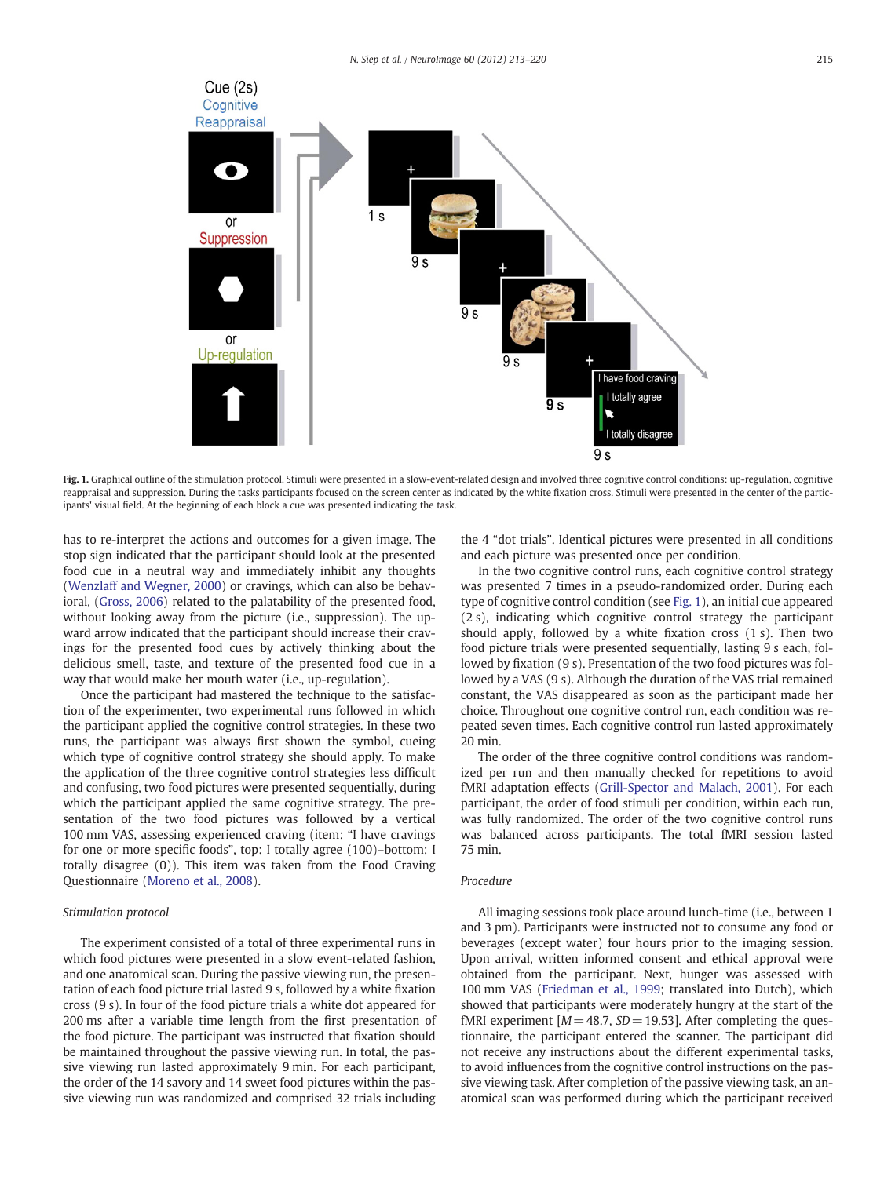Fig. 1. Graphical outline of the stimulation protocol. Stimuli were presented in a slow-event-related design and involved three cognitive control conditions: up-regulation, cognitive reappraisal and suppression. During the tasks participants focused on the screen center as indicated by the white fixation cross. Stimuli were presented in the center of the participants' visual field. At the beginning of each block a cue was presented indicating the task.

has to re-interpret the actions and outcomes for a given image. The stop sign indicated that the participant should look at the presented food cue in a neutral way and immediately inhibit any thoughts (Wenzlaff and Wegner, 2000) or cravings, which can also be behavioral, (Gross, 2006) related to the palatability of the presented food, without looking away from the picture (i.e., suppression). The upward arrow indicated that the participant should increase their cravings for the presented food cues by actively thinking about the delicious smell, taste, and texture of the presented food cue in a way that would make her mouth water (i.e., up-regulation).

Once the participant had mastered the technique to the satisfaction of the experimenter, two experimental runs followed in which the participant applied the cognitive control strategies. In these two runs, the participant was always first shown the symbol, cueing which type of cognitive control strategy she should apply. To make the application of the three cognitive control strategies less difficult and confusing, two food pictures were presented sequentially, during which the participant applied the same cognitive strategy. The presentation of the two food pictures was followed by a vertical 100 mm VAS, assessing experienced craving (item: "I have cravings for one or more specific foods", top: I totally agree (100)–bottom: I totally disagree (0)). This item was taken from the Food Craving Questionnaire (Moreno et al., 2008).

*Stimulation protocol*

The experiment consisted of a total of three experimental runs in which food pictures were presented in a slow event-related fashion, and one anatomical scan. During the passive viewing run, the presentation of each food picture trial lasted 9 s, followed by a white fixation cross (9 s). In four of the food picture trials a white dot appeared for 200 ms after a variable time length from the first presentation of the food picture. The participant was instructed that fixation should be maintained throughout the passive viewing run. In total, the passive viewing run lasted approximately 9 min. For each participant, the order of the 14 savory and 14 sweet food pictures within the passive viewing run was randomized and comprised 32 trials including the 4 "dot trials". Identical pictures were presented in all conditions and each picture was presented once per condition.

In the two cognitive control runs, each cognitive control strategy was presented 7 times in a pseudo-randomized order. During each type of cognitive control condition (see Fig. 1), an initial cue appeared (2 s), indicating which cognitive control strategy the participant should apply, followed by a white fixation cross (1 s). Then two food picture trials were presented sequentially, lasting 9 s each, followed by fixation (9 s). Presentation of the two food pictures was followed by a VAS (9 s). Although the duration of the VAS trial remained constant, the VAS disappeared as soon as the participant made her choice. Throughout one cognitive control run, each condition was repeated seven times. Each cognitive control run lasted approximately 20 min.

The order of the three cognitive control conditions was randomized per run and then manually checked for repetitions to avoid fMRI adaptation effects (Grill-Spector and Malach, 2001). For each participant, the order of food stimuli per condition, within each run, was fully randomized. The order of the two cognitive control runs was balanced across participants. The total fMRI session lasted 75 min.

*Procedure*

All imaging sessions took place around lunch-time (i.e., between 1 and 3 pm). Participants were instructed not to consume any food or beverages (except water) four hours prior to the imaging session. Upon arrival, written informed consent and ethical approval were obtained from the participant. Next, hunger was assessed with 100 mm VAS (Friedman et al., 1999; translated into Dutch), which showed that participants were moderately hungry at the start of the fMRI experiment [$M=48.7$, $SD=19.53$]. After completing the questionnaire, the participant entered the scanner. The participant did not receive any instructions about the different experimental tasks, to avoid influences from the cognitive control instructions on the passive viewing task. After completion of the passive viewing task, an anatomical scan was performed during which the participant received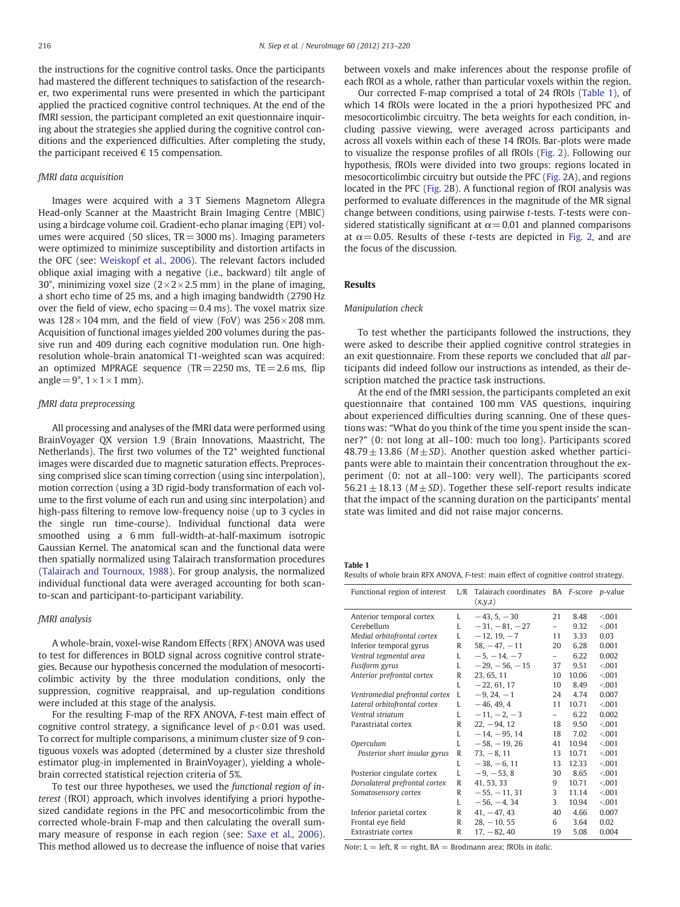the instructions for the cognitive control tasks. Once the participants had mastered the different techniques to satisfaction of the researcher, two experimental runs were presented in which the participant applied the practiced cognitive control techniques. At the end of the fMRI session, the participant completed an exit questionnaire inquiring about the strategies she applied during the cognitive control conditions and the experienced difficulties. After completing the study, the participant received € 15 compensation.

### *fMRI data acquisition*

Images were acquired with a 3 T Siemens Magnetom Allegra Head-only Scanner at the Maastricht Brain Imaging Centre (MBIC) using a birdcage volume coil. Gradient-echo planar imaging (EPI) volumes were acquired (50 slices, TR = 3000 ms). Imaging parameters were optimized to minimize susceptibility and distortion artifacts in the OFC (see: Weiskopf et al., 2006). The relevant factors included oblique axial imaging with a negative (i.e., backward) tilt angle of 30°, minimizing voxel size ($2\times2\times2.5$ mm) in the plane of imaging, a short echo time of 25 ms, and a high imaging bandwidth (2790 Hz over the field of view, echo spacing = 0.4 ms). The voxel matrix size was $128\times104$ mm, and the field of view (FoV) was $256\times208$ mm. Acquisition of functional images yielded 200 volumes during the passive run and 409 during each cognitive modulation run. One high-resolution whole-brain anatomical T1-weighted scan was acquired: an optimized MPRAGE sequence (TR = 2250 ms, TE = 2.6 ms, flip angle = 9°, $1\times1\times1$ mm).

### *fMRI data preprocessing*

All processing and analyses of the fMRI data were performed using BrainVoyager QX version 1.9 (Brain Innovations, Maastricht, The Netherlands). The first two volumes of the T2* weighted functional images were discarded due to magnetic saturation effects. Preprocessing comprised slice scan timing correction (using sinc interpolation), motion correction (using a 3D rigid-body transformation of each volume to the first volume of each run and using sinc interpolation) and high-pass filtering to remove low-frequency noise (up to 3 cycles in the single run time-course). Individual functional data were smoothed using a 6 mm full-width-at-half-maximum isotropic Gaussian Kernel. The anatomical scan and the functional data were then spatially normalized using Talairach transformation procedures (Talairach and Tournoux, 1988). For group analysis, the normalized individual functional data were averaged accounting for both scan-to-scan and participant-to-participant variability.

### *fMRI analysis*

A whole-brain, voxel-wise Random Effects (RFX) ANOVA was used to test for differences in BOLD signal across cognitive control strategies. Because our hypothesis concerned the modulation of mesocorticolimbic activity by the three modulation conditions, only the suppression, cognitive reappraisal, and up-regulation conditions were included at this stage of the analysis.

For the resulting F-map of the RFX ANOVA, F-test main effect of cognitive control strategy, a significance level of $p<0.01$ was used. To correct for multiple comparisons, a minimum cluster size of 9 contiguous voxels was adopted (determined by a cluster size threshold estimator plug-in implemented in BrainVoyager), yielding a whole-brain corrected statistical rejection criteria of 5%.

To test our three hypotheses, we used the *functional region of interest* (fROI) approach, which involves identifying a priori hypothesized candidate regions in the PFC and mesocorticolimbic from the corrected whole-brain F-map and then calculating the overall summary measure of response in each region (see: Saxe et al., 2006). This method allowed us to decrease the influence of noise that varies between voxels and make inferences about the response profile of each fROI as a whole, rather than particular voxels within the region.

Our corrected F-map comprised a total of 24 fROIs (Table 1), of which 14 fROIs were located in the a priori hypothesized PFC and mesocorticolimbic circuitry. The beta weights for each condition, including passive viewing, were averaged across participants and across all voxels within each of these 14 fROIs. Bar-plots were made to visualize the response profiles of all fROIs (Fig. 2). Following our hypothesis, fROIs were divided into two groups: regions located in mesocorticolimbic circuitry but outside the PFC (Fig. 2A), and regions located in the PFC (Fig. 2B). A functional region of fROI analysis was performed to evaluate differences in the magnitude of the MR signal change between conditions, using pairwise *t*-tests. *T*-tests were considered statistically significant at $\alpha=0.01$ and planned comparisons at $\alpha=0.05$. Results of these *t*-tests are depicted in Fig. 2, and are the focus of the discussion.

## Results

### *Manipulation check*

To test whether the participants followed the instructions, they were asked to describe their applied cognitive control strategies in an exit questionnaire. From these reports we concluded that *all* participants did indeed follow our instructions as intended, as their description matched the practice task instructions.

At the end of the fMRI session, the participants completed an exit questionnaire that contained 100 mm VAS questions, inquiring about experienced difficulties during scanning. One of these questions was: "What do you think of the time you spent inside the scanner?" (0: not long at all–100: much too long). Participants scored $48.79\pm13.86$ ($M\pm SD$). Another question asked whether participants were able to maintain their concentration throughout the experiment (0: not at all–100: very well). The participants scored $56.21\pm18.13$ ($M\pm SD$). Together these self-report results indicate that the impact of the scanning duration on the participants' mental state was limited and did not raise major concerns.

**Table 1**
Results of whole brain RFX ANOVA, *F*-test: main effect of cognitive control strategy.

| Functional region of interest | L/R | Talairach coordinates (x,y,z) | BA | *F*-score | *p*-value |
|---|---|---|---|---|---|
| Anterior temporal cortex | L | −43, 5, −30 | 21 | 8.48 | <.001 |
| Cerebellum | L | −31, −81, −27 | – | 9.32 | <.001 |
| *Medial orbitofrontal cortex* | L | −12, 19, −7 | 11 | 3.33 | 0.03 |
| Inferior temporal gyrus | R | 58, −47, −11 | 20 | 6.28 | 0.001 |
| *Ventral tegmental area* | L | −5, −14, −7 | – | 6.22 | 0.002 |
| *Fusiform gyrus* | L | −29, −56, −15 | 37 | 9.51 | <.001 |
| *Anterior prefrontal cortex* | R | 23, 65, 11 | 10 | 10.06 | <.001 |
| | L | −22, 61, 17 | 10 | 8.49 | <.001 |
| *Ventromedial prefrontal cortex* | L | −9, 24, −1 | 24 | 4.74 | 0.007 |
| *Lateral orbitofrontal cortex* | L | −46, 49, 4 | 11 | 10.71 | <.001 |
| *Ventral striatum* | L | −11, −2, −3 | – | 6.22 | 0.002 |
| Parastriatal cortex | R | 22, −94, 12 | 18 | 9.50 | <.001 |
| | L | −14, −95, 14 | 18 | 7.02 | <.001 |
| *Operculum* | L | −58, −19, 26 | 41 | 10.94 | <.001 |
| *Posterior short insular gyrus* | R | 73, −8, 11 | 13 | 10.71 | <.001 |
| | L | −38, −6, 11 | 13 | 12.33 | <.001 |
| Posterior cingulate cortex | L | −9, −53, 8 | 30 | 8.65 | <.001 |
| *Dorsolateral prefrontal cortex* | R | 41, 53, 33 | 9 | 10.71 | <.001 |
| *Somatosensory cortex* | R | −55, −11, 31 | 3 | 11.14 | <.001 |
| | L | −56, −4, 34 | 3 | 10.94 | <.001 |
| Inferior parietal cortex | R | 41, −47, 43 | 40 | 4.66 | 0.007 |
| Frontal eye field | R | 28, −10, 55 | 6 | 3.64 | 0.02 |
| Extrastriate cortex | R | 17, −82, 40 | 19 | 5.08 | 0.004 |

*Note*: L = left, R = right, BA = Brodmann area; fROIs in *italic*.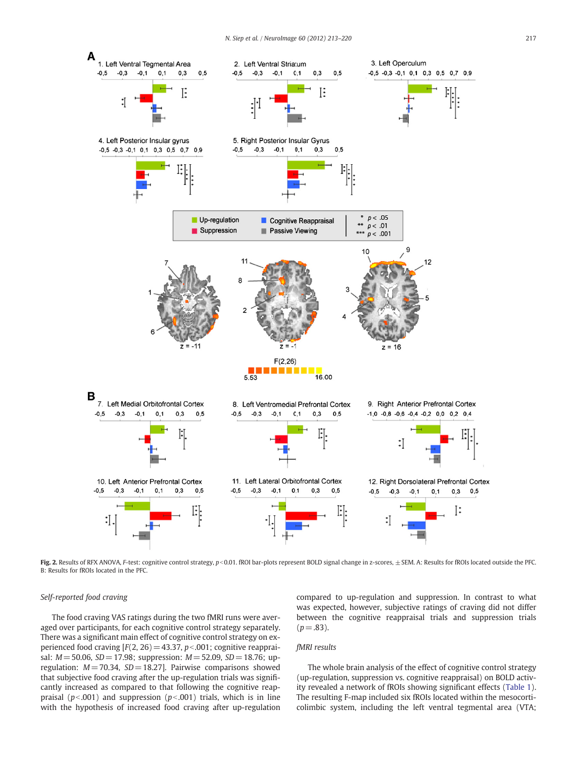**Fig. 2.** Results of RFX ANOVA, F-test: cognitive control strategy, $p<0.01$. fROI bar-plots represent BOLD signal change in z-scores, ± SEM. A: Results for fROIs located outside the PFC. B: Results for fROIs located in the PFC.

### Self-reported food craving

The food craving VAS ratings during the two fMRI runs were averaged over participants, for each cognitive control strategy separately. There was a significant main effect of cognitive control strategy on experienced food craving [$F(2, 26) = 43.37$, $p<.001$; cognitive reappraisal: $M = 50.06$, $SD = 17.98$; suppression: $M = 52.09$, $SD = 18.76$; up-regulation: $M = 70.34$, $SD = 18.27$]. Pairwise comparisons showed that subjective food craving after the up-regulation trials was significantly increased as compared to that following the cognitive reappraisal ($p<.001$) and suppression ($p<.001$) trials, which is in line with the hypothesis of increased food craving after up-regulation compared to up-regulation and suppression. In contrast to what was expected, however, subjective ratings of craving did not differ between the cognitive reappraisal trials and suppression trials ($p = .83$).

### fMRI results

The whole brain analysis of the effect of cognitive control strategy (up-regulation, suppression vs. cognitive reappraisal) on BOLD activity revealed a network of fROIs showing significant effects (Table 1). The resulting F-map included six fROIs located within the mesocorticolimbic system, including the left ventral tegmental area (VTA;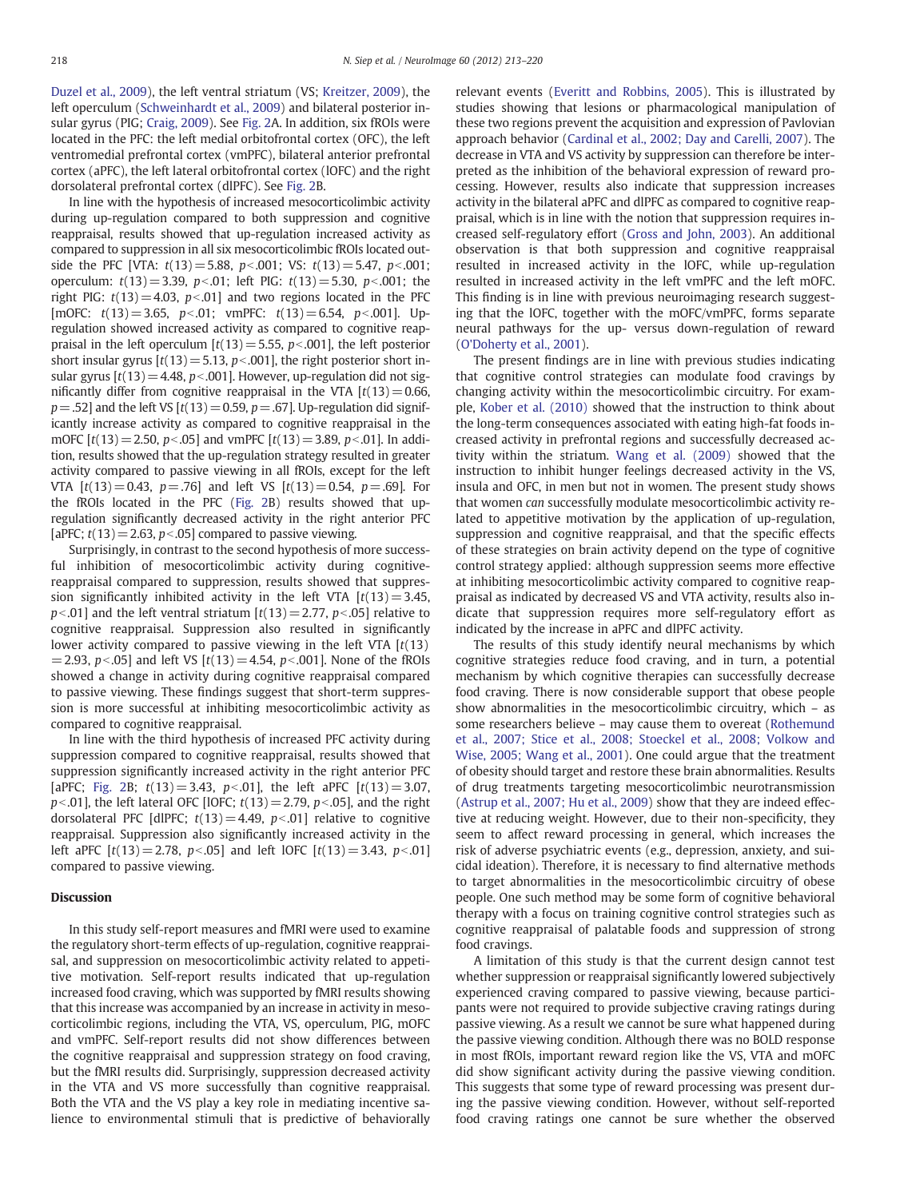Duzel et al., 2009), the left ventral striatum (VS; Kreitzer, 2009), the left operculum (Schweinhardt et al., 2009) and bilateral posterior insular gyrus (PIG; Craig, 2009). See Fig. 2A. In addition, six fROIs were located in the PFC: the left medial orbitofrontal cortex (OFC), the left ventromedial prefrontal cortex (vmPFC), bilateral anterior prefrontal cortex (aPFC), the left lateral orbitofrontal cortex (lOFC) and the right dorsolateral prefrontal cortex (dlPFC). See Fig. 2B.

In line with the hypothesis of increased mesocorticolimbic activity during up-regulation compared to both suppression and cognitive reappraisal, results showed that up-regulation increased activity as compared to suppression in all six mesocorticolimbic fROIs located outside the PFC [VTA: $t(13) = 5.88$, $p < .001$; VS: $t(13) = 5.47$, $p < .001$; operculum: $t(13) = 3.39$, $p < .01$; left PIG: $t(13) = 5.30$, $p < .001$; the right PIG: $t(13) = 4.03$, $p < .01$] and two regions located in the PFC [mOFC: $t(13) = 3.65$, $p < .01$; vmPFC: $t(13) = 6.54$, $p < .001$]. Up-regulation showed increased activity as compared to cognitive reappraisal in the left operculum [$t(13) = 5.55$, $p < .001$], the left posterior short insular gyrus [$t(13) = 5.13$, $p < .001$], the right posterior short insular gyrus [$t(13) = 4.48$, $p < .001$]. However, up-regulation did not significantly differ from cognitive reappraisal in the VTA [$t(13) = 0.66$, $p = .52$] and the left VS [$t(13) = 0.59$, $p = .67$]. Up-regulation did significantly increase activity as compared to cognitive reappraisal in the mOFC [$t(13) = 2.50$, $p < .05$] and vmPFC [$t(13) = 3.89$, $p < .01$]. In addition, results showed that the up-regulation strategy resulted in greater activity compared to passive viewing in all fROIs, except for the left VTA [$t(13) = 0.43$, $p = .76$] and left VS [$t(13) = 0.54$, $p = .69$]. For the fROIs located in the PFC (Fig. 2B) results showed that up-regulation significantly decreased activity in the right anterior PFC [aPFC; $t(13) = 2.63$, $p < .05$] compared to passive viewing.

Surprisingly, in contrast to the second hypothesis of more successful inhibition of mesocorticolimbic activity during cognitive-reappraisal compared to suppression, results showed that suppression significantly inhibited activity in the left VTA [$t(13) = 3.45$, $p < .01$] and the left ventral striatum [$t(13) = 2.77$, $p < .05$] relative to cognitive reappraisal. Suppression also resulted in significantly lower activity compared to passive viewing in the left VTA [$t(13) = 2.93$, $p < .05$] and left VS [$t(13) = 4.54$, $p < .001$]. None of the fROIs showed a change in activity during cognitive reappraisal compared to passive viewing. These findings suggest that short-term suppression is more successful at inhibiting mesocorticolimbic activity as compared to cognitive reappraisal.

In line with the third hypothesis of increased PFC activity during suppression compared to cognitive reappraisal, results showed that suppression significantly increased activity in the right anterior PFC [aPFC; Fig. 2B; $t(13) = 3.43$, $p < .01$], the left aPFC [$t(13) = 3.07$, $p < .01$], the left lateral OFC [lOFC; $t(13) = 2.79$, $p < .05$], and the right dorsolateral PFC [dlPFC; $t(13) = 4.49$, $p < .01$] relative to cognitive reappraisal. Suppression also significantly increased activity in the left aPFC [$t(13) = 2.78$, $p < .05$] and left lOFC [$t(13) = 3.43$, $p < .01$] compared to passive viewing.

## Discussion

In this study self-report measures and fMRI were used to examine the regulatory short-term effects of up-regulation, cognitive reappraisal, and suppression on mesocorticolimbic activity related to appetitive motivation. Self-report results indicated that up-regulation increased food craving, which was supported by fMRI results showing that this increase was accompanied by an increase in activity in mesocorticolimbic regions, including the VTA, VS, operculum, PIG, mOFC and vmPFC. Self-report results did not show differences between the cognitive reappraisal and suppression strategy on food craving, but the fMRI results did. Surprisingly, suppression decreased activity in the VTA and VS more successfully than cognitive reappraisal. Both the VTA and the VS play a key role in mediating incentive salience to environmental stimuli that is predictive of behaviorally relevant events (Everitt and Robbins, 2005). This is illustrated by studies showing that lesions or pharmacological manipulation of these two regions prevent the acquisition and expression of Pavlovian approach behavior (Cardinal et al., 2002; Day and Carelli, 2007). The decrease in VTA and VS activity by suppression can therefore be interpreted as the inhibition of the behavioral expression of reward processing. However, results also indicate that suppression increases activity in the bilateral aPFC and dlPFC as compared to cognitive reappraisal, which is in line with the notion that suppression requires increased self-regulatory effort (Gross and John, 2003). An additional observation is that both suppression and cognitive reappraisal resulted in increased activity in the lOFC, while up-regulation resulted in increased activity in the left vmPFC and the left mOFC. This finding is in line with previous neuroimaging research suggesting that the lOFC, together with the mOFC/vmPFC, forms separate neural pathways for the up- versus down-regulation of reward (O'Doherty et al., 2001).

The present findings are in line with previous studies indicating that cognitive control strategies can modulate food cravings by changing activity within the mesocorticolimbic circuitry. For example, Kober et al. (2010) showed that the instruction to think about the long-term consequences associated with eating high-fat foods increased activity in prefrontal regions and successfully decreased activity within the striatum. Wang et al. (2009) showed that the instruction to inhibit hunger feelings decreased activity in the VS, insula and OFC, in men but not in women. The present study shows that women *can* successfully modulate mesocorticolimbic activity related to appetitive motivation by the application of up-regulation, suppression and cognitive reappraisal, and that the specific effects of these strategies on brain activity depend on the type of cognitive control strategy applied: although suppression seems more effective at inhibiting mesocorticolimbic activity compared to cognitive reappraisal as indicated by decreased VS and VTA activity, results also indicate that suppression requires more self-regulatory effort as indicated by the increase in aPFC and dlPFC activity.

The results of this study identify neural mechanisms by which cognitive strategies reduce food craving, and in turn, a potential mechanism by which cognitive therapies can successfully decrease food craving. There is now considerable support that obese people show abnormalities in the mesocorticolimbic circuitry, which – as some researchers believe – may cause them to overeat (Rothemund et al., 2007; Stice et al., 2008; Stoeckel et al., 2008; Volkow and Wise, 2005; Wang et al., 2001). One could argue that the treatment of obesity should target and restore these brain abnormalities. Results of drug treatments targeting mesocorticolimbic neurotransmission (Astrup et al., 2007; Hu et al., 2009) show that they are indeed effective at reducing weight. However, due to their non-specificity, they seem to affect reward processing in general, which increases the risk of adverse psychiatric events (e.g., depression, anxiety, and suicidal ideation). Therefore, it is necessary to find alternative methods to target abnormalities in the mesocorticolimbic circuitry of obese people. One such method may be some form of cognitive behavioral therapy with a focus on training cognitive control strategies such as cognitive reappraisal of palatable foods and suppression of strong food cravings.

A limitation of this study is that the current design cannot test whether suppression or reappraisal significantly lowered subjectively experienced craving compared to passive viewing, because participants were not required to provide subjective craving ratings during passive viewing. As a result we cannot be sure what happened during the passive viewing condition. Although there was no BOLD response in most fROIs, important reward region like the VS, VTA and mOFC did show significant activity during the passive viewing condition. This suggests that some type of reward processing was present during the passive viewing condition. However, without self-reported food craving ratings one cannot be sure whether the observed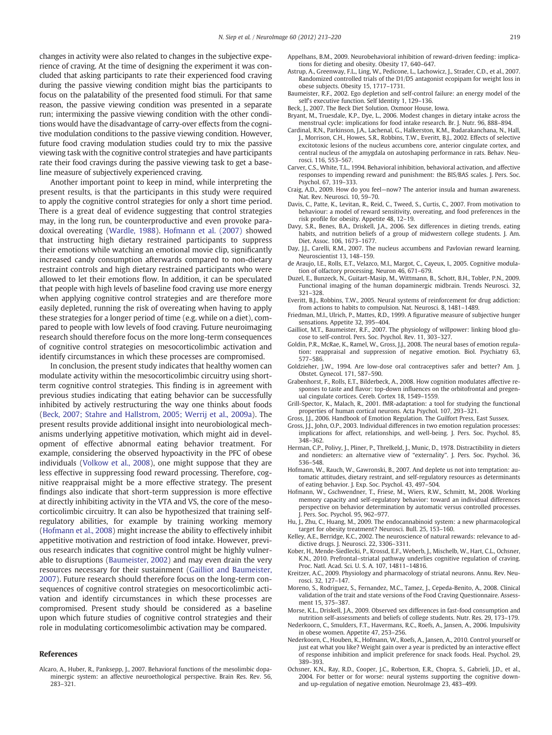changes in activity were also related to changes in the subjective experience of craving. At the time of designing the experiment it was concluded that asking participants to rate their experienced food craving during the passive viewing condition might bias the participants to focus on the palatability of the presented food stimuli. For that same reason, the passive viewing condition was presented in a separate run; intermixing the passive viewing condition with the other conditions would have the disadvantage of carry-over effects from the cognitive modulation conditions to the passive viewing condition. However, future food craving modulation studies could try to mix the passive viewing task with the cognitive control strategies and have participants rate their food cravings during the passive viewing task to get a baseline measure of subjectively experienced craving.

Another important point to keep in mind, while interpreting the present results, is that the participants in this study were required to apply the cognitive control strategies for only a short time period. There is a great deal of evidence suggesting that control strategies may, in the long run, be counterproductive and even provoke paradoxical overeating (Wardle, 1988). Hofmann et al. (2007) showed that instructing high dietary restrained participants to suppress their emotions while watching an emotional movie clip, significantly increased candy consumption afterwards compared to non-dietary restraint controls and high dietary restrained participants who were allowed to let their emotions flow. In addition, it can be speculated that people with high levels of baseline food craving use more energy when applying cognitive control strategies and are therefore more easily depleted, running the risk of overeating when having to apply these strategies for a longer period of time (e.g. while on a diet), compared to people with low levels of food craving. Future neuroimaging research should therefore focus on the more long-term consequences of cognitive control strategies on mesocorticolimbic activation and identify circumstances in which these processes are compromised.

In conclusion, the present study indicates that healthy women can modulate activity within the mesocorticolimbic circuitry using short-term cognitive control strategies. This finding is in agreement with previous studies indicating that eating behavior can be successfully inhibited by actively restructuring the way one thinks about foods (Beck, 2007; Stahre and Hallstrom, 2005; Werrij et al., 2009a). The present results provide additional insight into neurobiological mechanisms underlying appetitive motivation, which might aid in development of effective abnormal eating behavior treatment. For example, considering the observed hypoactivity in the PFC of obese individuals (Volkow et al., 2008), one might suppose that they are less effective in suppressing food reward processing. Therefore, cognitive reappraisal might be a more effective strategy. The present findings also indicate that short-term suppression is more effective at directly inhibiting activity in the VTA and VS, the core of the mesocorticolimbic circuitry. It can also be hypothesized that training self-regulatory abilities, for example by training working memory (Hofmann et al., 2008) might increase the ability to effectively inhibit appetitive motivation and restriction of food intake. However, previous research indicates that cognitive control might be highly vulnerable to disruptions (Baumeister, 2002) and may even drain the very resources necessary for their sustainment (Gailliot and Baumeister, 2007). Future research should therefore focus on the long-term consequences of cognitive control strategies on mesocorticolimbic activation and identify circumstances in which these processes are compromised. Present study should be considered as a baseline upon which future studies of cognitive control strategies and their role in modulating corticomesolimbic activation may be compared.

## References

Alcaro, A., Huber, R., Panksepp, J., 2007. Behavioral functions of the mesolimbic dopaminergic system: an affective neuroethological perspective. Brain Res. Rev. 56, 283–321.

Appelhans, B.M., 2009. Neurobehavioral inhibition of reward-driven feeding: implications for dieting and obesity. Obesity 17, 640–647.

Astrup, A., Greenway, F.L., Ling, W., Pedicone, L., Lachowicz, J., Strader, C.D., et al., 2007. Randomized controlled trials of the D1/D5 antagonist ecopipam for weight loss in obese subjects. Obesity 15, 1717–1731.

Baumeister, R.F., 2002. Ego depletion and self-control failure: an energy model of the self's executive function. Self Identity 1, 129–136.

Beck, J., 2007. The Beck Diet Solution. Oxmoor House, Iowa.

Bryant, M., Truesdale, K.P., Dye, L., 2006. Modest changes in dietary intake across the menstrual cycle: implications for food intake research. Br. J. Nutr. 96, 888–894.

Cardinal, R.N., Parkinson, J.A., Lachenal, G., Halkerston, K.M., Rudarakanchana, N., Hall, J., Morrison, C.H., Howes, S.R., Robbins, T.W., Everitt, B.J., 2002. Effects of selective excitotoxic lesions of the nucleus accumbens core, anterior cingulate cortex, and central nucleus of the amygdala on autoshaping performance in rats. Behav. Neurosci. 116, 553–567.

Carver, C.S., White, T.L., 1994. Behavioral inhibition, behavioral activation, and affective responses to impending reward and punishment: the BIS/BAS scales. J. Pers. Soc. Psychol. 67, 319–333.

Craig, A.D., 2009. How do you feel—now? The anterior insula and human awareness. Nat. Rev. Neurosci. 10, 59–70.

Davis, C., Patte, K., Levitan, R., Reid, C., Tweed, S., Curtis, C., 2007. From motivation to behaviour: a model of reward sensitivity, overeating, and food preferences in the risk profile for obesity. Appetite 48, 12–19.

Davy, S.R., Benes, B.A., Driskell, J.A., 2006. Sex differences in dieting trends, eating habits, and nutrition beliefs of a group of midwestern college students. J. Am. Diet. Assoc. 106, 1673–1677.

Day, J.J., Carelli, R.M., 2007. The nucleus accumbens and Pavlovian reward learning. Neuroscientist 13, 148–159.

de Araujo, I.E., Rolls, E.T., Velazco, M.I., Margot, C., Cayeux, I., 2005. Cognitive modulation of olfactory processing. Neuron 46, 671–679.

Duzel, E., Bunzeck, N., Guitart-Masip, M., Wittmann, B., Schott, B.H., Tobler, P.N., 2009. Functional imaging of the human dopaminergic midbrain. Trends Neurosci. 32, 321–328.

Everitt, B.J., Robbins, T.W., 2005. Neural systems of reinforcement for drug addiction: from actions to habits to compulsion. Nat. Neurosci. 8, 1481–1489.

Friedman, M.I., Ulrich, P., Mattes, R.D., 1999. A figurative measure of subjective hunger sensations. Appetite 32, 395–404.

Gailliot, M.T., Baumeister, R.F., 2007. The physiology of willpower: linking blood glucose to self-control. Pers. Soc. Psychol. Rev. 11, 303–327.

Goldin, P.R., McRae, K., Ramel, W., Gross, J.J., 2008. The neural bases of emotion regulation: reappraisal and suppression of negative emotion. Biol. Psychiatry 63, 577–586.

Goldzieher, J.W., 1994. Are low-dose oral contraceptives safer and better? Am. J. Obstet. Gynecol. 171, 587–590.

Grabenhorst, F., Rolls, E.T., Bilderbeck, A., 2008. How cognition modulates affective responses to taste and flavor: top-down influences on the orbitofrontal and pregenual cingulate cortices. Cereb. Cortex 18, 1549–1559.

Grill-Spector, K., Malach, R., 2001. fMR-adaptation: a tool for studying the functional properties of human cortical neurons. Acta Psychol. 107, 293–321.

Gross, J.J., 2006. Handbook of Emotion Regulation. The Guilfort Press, East Sussex.

Gross, J.J., John, O.P., 2003. Individual differences in two emotion regulation processes: implications for affect, relationships, and well-being. J. Pers. Soc. Psychol. 85, 348–362.

Herman, C.P., Polivy, J., Pliner, P., Threlkeld, J., Munic, D., 1978. Distractibility in dieters and nondieters: an alternative view of "externality". J. Pers. Soc. Psychol. 36, 536–548.

Hofmann, W., Rauch, W., Gawronski, B., 2007. And deplete us not into temptation: automatic attitudes, dietary restraint, and self-regulatory resources as determinants of eating behavior. J. Exp. Soc. Psychol. 43, 497–504.

Hofmann, W., Gschwendner, T., Friese, M., Wiers, R.W., Schmitt, M., 2008. Working memory capacity and self-regulatory behavior: toward an individual differences perspective on behavior determination by automatic versus controlled processes. J. Pers. Soc. Psychol. 95, 962–977.

Hu, J., Zhu, C., Huang, M., 2009. The endocannabinoid system: a new pharmacological target for obesity treatment? Neurosci. Bull. 25, 153–160.

Kelley, A.E., Berridge, K.C., 2002. The neuroscience of natural rewards: relevance to addictive drugs. J. Neurosci. 22, 3306–3311.

Kober, H., Mende-Siedlecki, P., Krossd, E.F., Weberb, J., Mischelb, W., Hart, C.L., Ochsner, K.N., 2010. Prefrontal–striatal pathway underlies cognitive regulation of craving. Proc. Natl. Acad. Sci. U. S. A. 107, 14811–14816.

Kreitzer, A.C., 2009. Physiology and pharmacology of striatal neurons. Annu. Rev. Neurosci. 32, 127–147.

Moreno, S., Rodriguez, S., Fernandez, M.C., Tamez, J., Cepeda-Benito, A., 2008. Clinical validation of the trait and state versions of the Food Craving Questionnaire. Assessment 15, 375–387.

Morse, K.L., Driskell, J.A., 2009. Observed sex differences in fast-food consumption and nutrition self-assessments and beliefs of college students. Nutr. Res. 29, 173–179.

Nederkoorn, C., Smulders, F.T., Havermans, R.C., Roefs, A., Jansen, A., 2006. Impulsivity in obese women. Appetite 47, 253–256.

Nederkoorn, C., Houben, K., Hofmann, W., Roefs, A., Jansen, A., 2010. Control yourself or just eat what you like? Weight gain over a year is predicted by an interactive effect of response inhibition and implicit preference for snack foods. Heal. Psychol. 29, 389–393.

Ochsner, K.N., Ray, R.D., Cooper, J.C., Robertson, E.R., Chopra, S., Gabrieli, J.D., et al., 2004. For better or for worse: neural systems supporting the cognitive down- and up-regulation of negative emotion. NeuroImage 23, 483–499.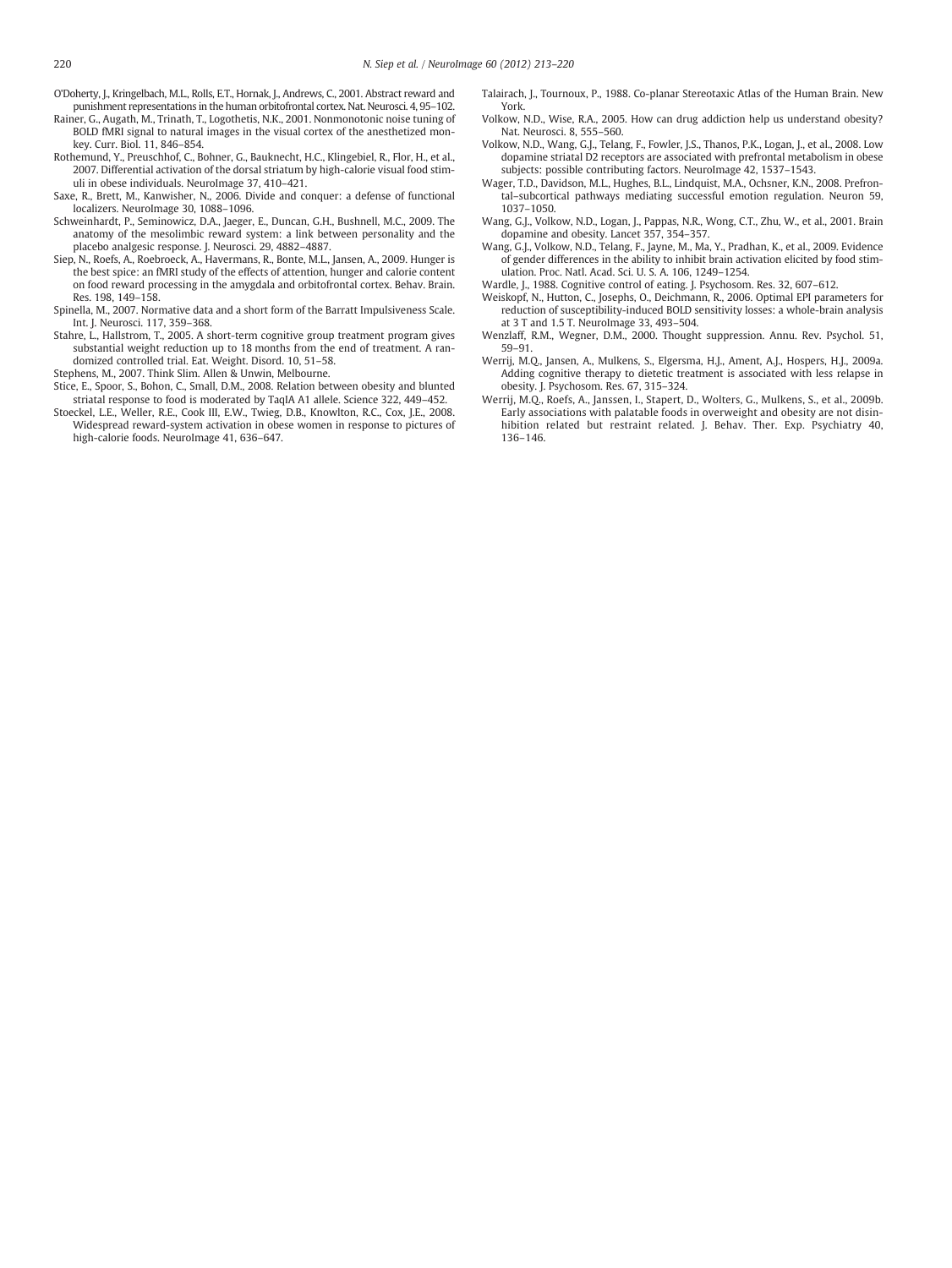O'Doherty, J., Kringelbach, M.L., Rolls, E.T., Hornak, J., Andrews, C., 2001. Abstract reward and punishment representations in the human orbitofrontal cortex. Nat. Neurosci. 4, 95–102.

Rainer, G., Augath, M., Trinath, T., Logothetis, N.K., 2001. Nonmonotonic noise tuning of BOLD fMRI signal to natural images in the visual cortex of the anesthetized monkey. Curr. Biol. 11, 846–854.

Rothemund, Y., Preuschhof, C., Bohner, G., Bauknecht, H.C., Klingebiel, R., Flor, H., et al., 2007. Differential activation of the dorsal striatum by high-calorie visual food stimuli in obese individuals. NeuroImage 37, 410–421.

Saxe, R., Brett, M., Kanwisher, N., 2006. Divide and conquer: a defense of functional localizers. NeuroImage 30, 1088–1096.

Schweinhardt, P., Seminowicz, D.A., Jaeger, E., Duncan, G.H., Bushnell, M.C., 2009. The anatomy of the mesolimbic reward system: a link between personality and the placebo analgesic response. J. Neurosci. 29, 4882–4887.

Siep, N., Roefs, A., Roebroeck, A., Havermans, R., Bonte, M.L., Jansen, A., 2009. Hunger is the best spice: an fMRI study of the effects of attention, hunger and calorie content on food reward processing in the amygdala and orbitofrontal cortex. Behav. Brain. Res. 198, 149–158.

Spinella, M., 2007. Normative data and a short form of the Barratt Impulsiveness Scale. Int. J. Neurosci. 117, 359–368.

Stahre, L., Hallstrom, T., 2005. A short-term cognitive group treatment program gives substantial weight reduction up to 18 months from the end of treatment. A randomized controlled trial. Eat. Weight. Disord. 10, 51–58.

Stephens, M., 2007. Think Slim. Allen & Unwin, Melbourne.

Stice, E., Spoor, S., Bohon, C., Small, D.M., 2008. Relation between obesity and blunted striatal response to food is moderated by TaqIA A1 allele. Science 322, 449–452.

Stoeckel, L.E., Weller, R.E., Cook III, E.W., Twieg, D.B., Knowlton, R.C., Cox, J.E., 2008. Widespread reward-system activation in obese women in response to pictures of high-calorie foods. NeuroImage 41, 636–647.

Talairach, J., Tournoux, P., 1988. Co-planar Stereotaxic Atlas of the Human Brain. New York.

Volkow, N.D., Wise, R.A., 2005. How can drug addiction help us understand obesity? Nat. Neurosci. 8, 555–560.

Volkow, N.D., Wang, G.J., Telang, F., Fowler, J.S., Thanos, P.K., Logan, J., et al., 2008. Low dopamine striatal D2 receptors are associated with prefrontal metabolism in obese subjects: possible contributing factors. NeuroImage 42, 1537–1543.

Wager, T.D., Davidson, M.L., Hughes, B.L., Lindquist, M.A., Ochsner, K.N., 2008. Prefrontal–subcortical pathways mediating successful emotion regulation. Neuron 59, 1037–1050.

Wang, G.J., Volkow, N.D., Logan, J., Pappas, N.R., Wong, C.T., Zhu, W., et al., 2001. Brain dopamine and obesity. Lancet 357, 354–357.

Wang, G.J., Volkow, N.D., Telang, F., Jayne, M., Ma, Y., Pradhan, K., et al., 2009. Evidence of gender differences in the ability to inhibit brain activation elicited by food stimulation. Proc. Natl. Acad. Sci. U. S. A. 106, 1249–1254.

Wardle, J., 1988. Cognitive control of eating. J. Psychosom. Res. 32, 607–612.

Weiskopf, N., Hutton, C., Josephs, O., Deichmann, R., 2006. Optimal EPI parameters for reduction of susceptibility-induced BOLD sensitivity losses: a whole-brain analysis at 3 T and 1.5 T. NeuroImage 33, 493–504.

Wenzlaff, R.M., Wegner, D.M., 2000. Thought suppression. Annu. Rev. Psychol. 51, 59–91.

Werrij, M.Q., Jansen, A., Mulkens, S., Elgersma, H.J., Ament, A.J., Hospers, H.J., 2009a. Adding cognitive therapy to dietetic treatment is associated with less relapse in obesity. J. Psychosom. Res. 67, 315–324.

Werrij, M.Q., Roefs, A., Janssen, I., Stapert, D., Wolters, G., Mulkens, S., et al., 2009b. Early associations with palatable foods in overweight and obesity are not disinhibition related but restraint related. J. Behav. Ther. Exp. Psychiatry 40, 136–146.